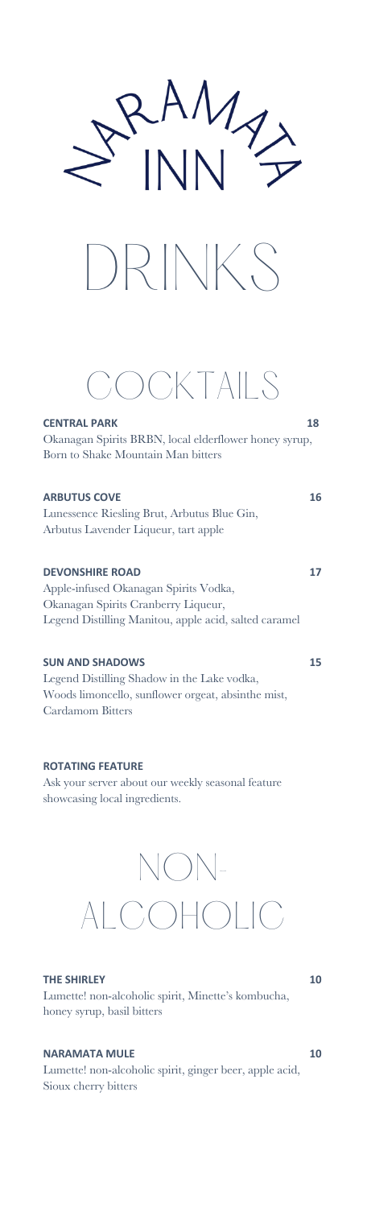# NARAMATA INN

# DRINKS

## COCKTAILS

**CENTRAL PARK** **18**
Okanagan Spirits BRBN, local elderflower honey syrup, Born to Shake Mountain Man bitters

**ARBUTUS COVE** **16**
Lunessence Riesling Brut, Arbutus Blue Gin, Arbutus Lavender Liqueur, tart apple

**DEVONSHIRE ROAD** **17**
Apple-infused Okanagan Spirits Vodka, Okanagan Spirits Cranberry Liqueur, Legend Distilling Manitou, apple acid, salted caramel

**SUN AND SHADOWS** **15**
Legend Distilling Shadow in the Lake vodka, Woods limoncello, sunflower orgeat, absinthe mist, Cardamom Bitters

**ROTATING FEATURE**
Ask your server about our weekly seasonal feature showcasing local ingredients.

## NON-ALCOHOLIC

**THE SHIRLEY** **10**
Lumette! non-alcoholic spirit, Minette's kombucha, honey syrup, basil bitters

**NARAMATA MULE** **10**
Lumette! non-alcoholic spirit, ginger beer, apple acid, Sioux cherry bitters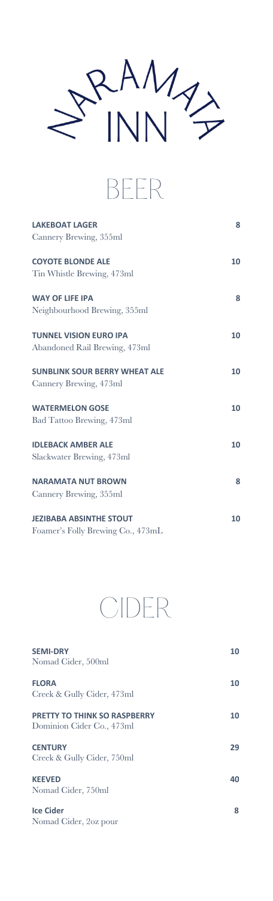# NARAMATA INN

## BEER

**LAKEBOAT LAGER** 8
Cannery Brewing, 355ml

**COYOTE BLONDE ALE** 10
Tin Whistle Brewing, 473ml

**WAY OF LIFE IPA** 8
Neighbourhood Brewing, 355ml

**TUNNEL VISION EURO IPA** 10
Abandoned Rail Brewing, 473ml

**SUNBLINK SOUR BERRY WHEAT ALE** 10
Cannery Brewing, 473ml

**WATERMELON GOSE** 10
Bad Tattoo Brewing, 473ml

**IDLEBACK AMBER ALE** 10
Slackwater Brewing, 473ml

**NARAMATA NUT BROWN** 8
Cannery Brewing, 355ml

**JEZIBABA ABSINTHE STOUT** 10
Foamer's Folly Brewing Co., 473mL

## CIDER

**SEMI-DRY** 10
Nomad Cider, 500ml

**FLORA** 10
Creek & Gully Cider, 473ml

**PRETTY TO THINK SO RASPBERRY** 10
Dominion Cider Co., 473ml

**CENTURY** 29
Creek & Gully Cider, 750ml

**KEEVED** 40
Nomad Cider, 750ml

**Ice Cider** 8
Nomad Cider, 2oz pour